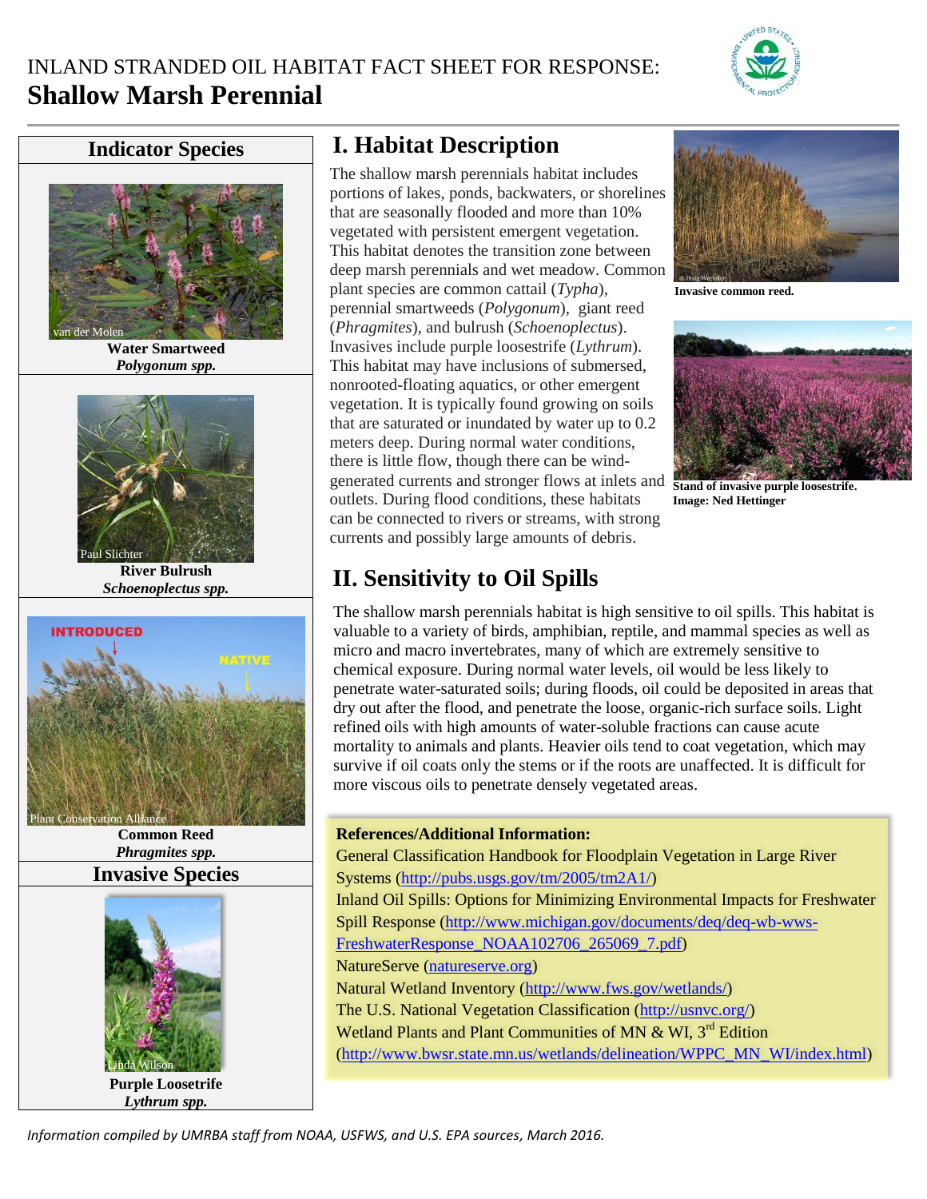# INLAND STRANDED OIL HABITAT FACT SHEET FOR RESPONSE:
# Shallow Marsh Perennial

## Indicator Species

van der Molen

**Water Smartweed**
***Polygonum spp.***

Paul Slichter

**River Bulrush**
***Schoenoplectus spp.***

INTRODUCED

NATIVE

Plant Conservation Alliance

**Common Reed**
***Phragmites spp.***

## Invasive Species

Linda Wilson

**Purple Loosetrife**
***Lythrum spp.***

## I. Habitat Description

The shallow marsh perennials habitat includes portions of lakes, ponds, backwaters, or shorelines that are seasonally flooded and more than 10% vegetated with persistent emergent vegetation. This habitat denotes the transition zone between deep marsh perennials and wet meadow. Common plant species are common cattail (*Typha*), perennial smartweeds (*Polygonum*), giant reed (*Phragmites*), and bulrush (*Schoenoplectus*). Invasives include purple loosestrife (*Lythrum*). This habitat may have inclusions of submersed, nonrooted-floating aquatics, or other emergent vegetation. It is typically found growing on soils that are saturated or inundated by water up to 0.2 meters deep. During normal water conditions, there is little flow, though there can be wind-generated currents and stronger flows at inlets and outlets. During flood conditions, these habitats can be connected to rivers or streams, with strong currents and possibly large amounts of debris.

**Invasive common reed.**

**Stand of invasive purple loosestrife. Image: Ned Hettinger**

## II. Sensitivity to Oil Spills

The shallow marsh perennials habitat is high sensitive to oil spills. This habitat is valuable to a variety of birds, amphibian, reptile, and mammal species as well as micro and macro invertebrates, many of which are extremely sensitive to chemical exposure. During normal water levels, oil would be less likely to penetrate water-saturated soils; during floods, oil could be deposited in areas that dry out after the flood, and penetrate the loose, organic-rich surface soils. Light refined oils with high amounts of water-soluble fractions can cause acute mortality to animals and plants. Heavier oils tend to coat vegetation, which may survive if oil coats only the stems or if the roots are unaffected. It is difficult for more viscous oils to penetrate densely vegetated areas.

**References/Additional Information:**

General Classification Handbook for Floodplain Vegetation in Large River Systems (http://pubs.usgs.gov/tm/2005/tm2A1/)

Inland Oil Spills: Options for Minimizing Environmental Impacts for Freshwater Spill Response (http://www.michigan.gov/documents/deq/deq-wb-wws-FreshwaterResponse_NOAA102706_265069_7.pdf)

NatureServe (natureserve.org)

Natural Wetland Inventory (http://www.fws.gov/wetlands/)

The U.S. National Vegetation Classification (http://usnvc.org/)

Wetland Plants and Plant Communities of MN & WI, 3rd Edition (http://www.bwsr.state.mn.us/wetlands/delineation/WPPC_MN_WI/index.html)

*Information compiled by UMRBA staff from NOAA, USFWS, and U.S. EPA sources, March 2016.*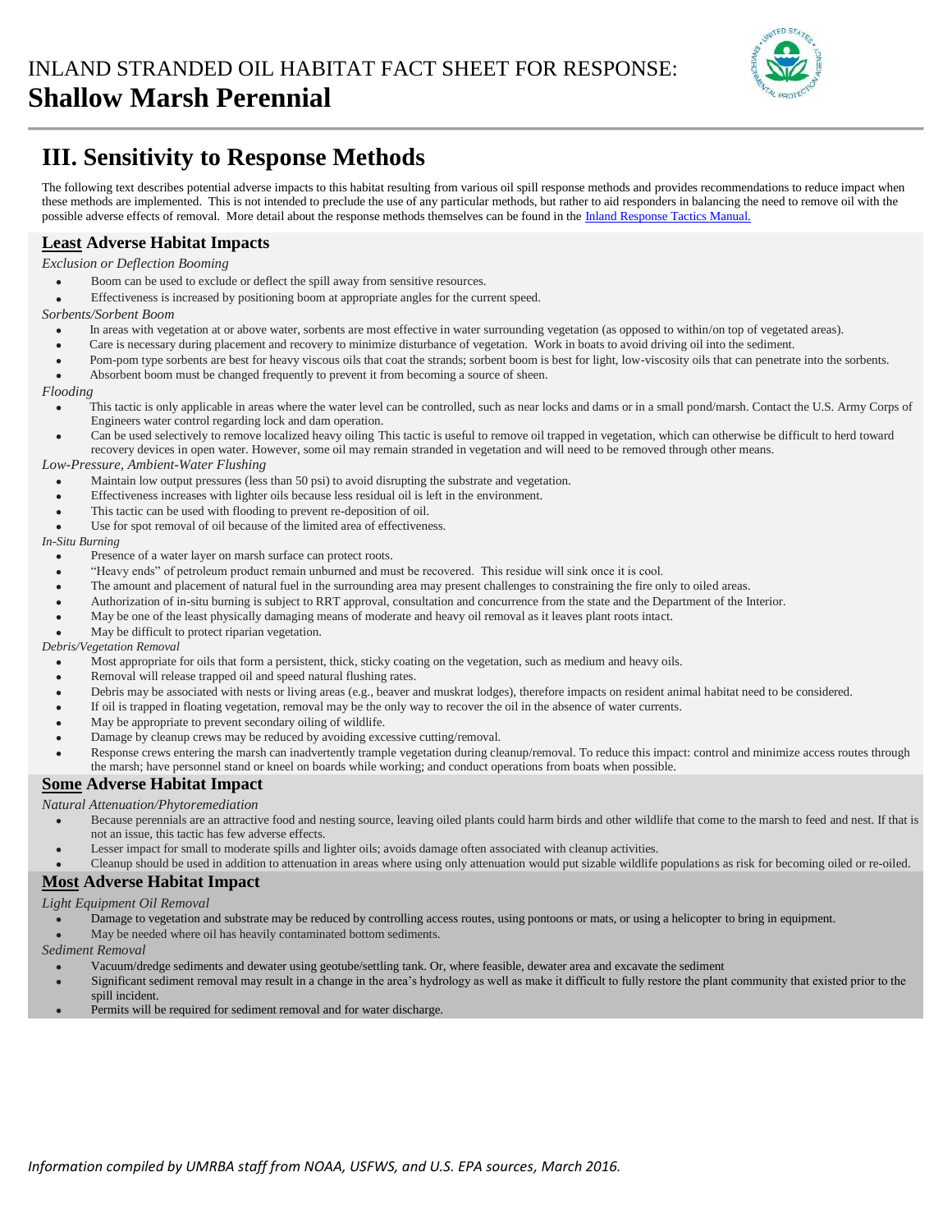INLAND STRANDED OIL HABITAT FACT SHEET FOR RESPONSE:
# Shallow Marsh Perennial

## III. Sensitivity to Response Methods

The following text describes potential adverse impacts to this habitat resulting from various oil spill response methods and provides recommendations to reduce impact when these methods are implemented. This is not intended to preclude the use of any particular methods, but rather to aid responders in balancing the need to remove oil with the possible adverse effects of removal. More detail about the response methods themselves can be found in the [Inland Response Tactics Manual.]()

### **Least** Adverse Habitat Impacts

*Exclusion or Deflection Booming*

- Boom can be used to exclude or deflect the spill away from sensitive resources.
- Effectiveness is increased by positioning boom at appropriate angles for the current speed.

*Sorbents/Sorbent Boom*

- In areas with vegetation at or above water, sorbents are most effective in water surrounding vegetation (as opposed to within/on top of vegetated areas).
- Care is necessary during placement and recovery to minimize disturbance of vegetation. Work in boats to avoid driving oil into the sediment.
- Pom-pom type sorbents are best for heavy viscous oils that coat the strands; sorbent boom is best for light, low-viscosity oils that can penetrate into the sorbents.
- Absorbent boom must be changed frequently to prevent it from becoming a source of sheen.

*Flooding*

- This tactic is only applicable in areas where the water level can be controlled, such as near locks and dams or in a small pond/marsh. Contact the U.S. Army Corps of Engineers water control regarding lock and dam operation.
- Can be used selectively to remove localized heavy oiling This tactic is useful to remove oil trapped in vegetation, which can otherwise be difficult to herd toward recovery devices in open water. However, some oil may remain stranded in vegetation and will need to be removed through other means.

*Low-Pressure, Ambient-Water Flushing*

- Maintain low output pressures (less than 50 psi) to avoid disrupting the substrate and vegetation.
- Effectiveness increases with lighter oils because less residual oil is left in the environment.
- This tactic can be used with flooding to prevent re-deposition of oil.
- Use for spot removal of oil because of the limited area of effectiveness.

*In-Situ Burning*

- Presence of a water layer on marsh surface can protect roots.
- "Heavy ends" of petroleum product remain unburned and must be recovered. This residue will sink once it is cool.
- The amount and placement of natural fuel in the surrounding area may present challenges to constraining the fire only to oiled areas.
- Authorization of in-situ burning is subject to RRT approval, consultation and concurrence from the state and the Department of the Interior.
- May be one of the least physically damaging means of moderate and heavy oil removal as it leaves plant roots intact.
- May be difficult to protect riparian vegetation.

*Debris/Vegetation Removal*

- Most appropriate for oils that form a persistent, thick, sticky coating on the vegetation, such as medium and heavy oils.
- Removal will release trapped oil and speed natural flushing rates.
- Debris may be associated with nests or living areas (e.g., beaver and muskrat lodges), therefore impacts on resident animal habitat need to be considered.
- If oil is trapped in floating vegetation, removal may be the only way to recover the oil in the absence of water currents.
- May be appropriate to prevent secondary oiling of wildlife.
- Damage by cleanup crews may be reduced by avoiding excessive cutting/removal.
- Response crews entering the marsh can inadvertently trample vegetation during cleanup/removal. To reduce this impact: control and minimize access routes through the marsh; have personnel stand or kneel on boards while working; and conduct operations from boats when possible.

### **Some** Adverse Habitat Impact

*Natural Attenuation/Phytoremediation*

- Because perennials are an attractive food and nesting source, leaving oiled plants could harm birds and other wildlife that come to the marsh to feed and nest. If that is not an issue, this tactic has few adverse effects.
- Lesser impact for small to moderate spills and lighter oils; avoids damage often associated with cleanup activities.
- Cleanup should be used in addition to attenuation in areas where using only attenuation would put sizable wildlife populations as risk for becoming oiled or re-oiled.

### **Most** Adverse Habitat Impact

*Light Equipment Oil Removal*

- Damage to vegetation and substrate may be reduced by controlling access routes, using pontoons or mats, or using a helicopter to bring in equipment.
- May be needed where oil has heavily contaminated bottom sediments.

*Sediment Removal*

- Vacuum/dredge sediments and dewater using geotube/settling tank. Or, where feasible, dewater area and excavate the sediment
- Significant sediment removal may result in a change in the area's hydrology as well as make it difficult to fully restore the plant community that existed prior to the spill incident.
- Permits will be required for sediment removal and for water discharge.

*Information compiled by UMRBA staff from NOAA, USFWS, and U.S. EPA sources, March 2016.*